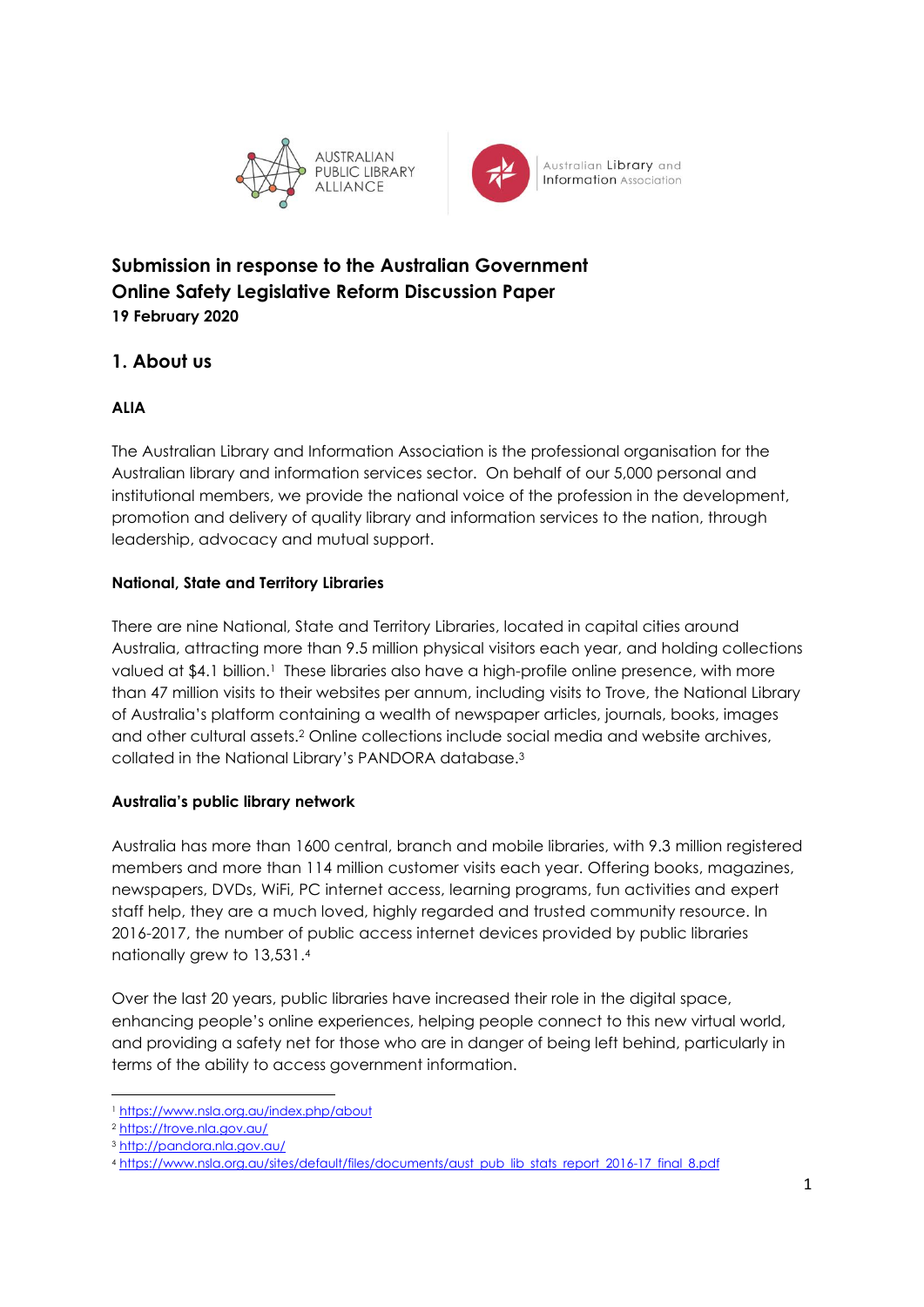AUSTRALIAN PUBLIC LIBRARY ALLIANCE

Australian Library and Information Association

# Submission in response to the Australian Government Online Safety Legislative Reform Discussion Paper

**19 February 2020**

## 1. About us

### ALIA

The Australian Library and Information Association is the professional organisation for the Australian library and information services sector. On behalf of our 5,000 personal and institutional members, we provide the national voice of the profession in the development, promotion and delivery of quality library and information services to the nation, through leadership, advocacy and mutual support.

### National, State and Territory Libraries

There are nine National, State and Territory Libraries, located in capital cities around Australia, attracting more than 9.5 million physical visitors each year, and holding collections valued at $4.1 billion.[1] These libraries also have a high-profile online presence, with more than 47 million visits to their websites per annum, including visits to Trove, the National Library of Australia's platform containing a wealth of newspaper articles, journals, books, images and other cultural assets.[2] Online collections include social media and website archives, collated in the National Library's PANDORA database.[3]

### Australia's public library network

Australia has more than 1600 central, branch and mobile libraries, with 9.3 million registered members and more than 114 million customer visits each year. Offering books, magazines, newspapers, DVDs, WiFi, PC internet access, learning programs, fun activities and expert staff help, they are a much loved, highly regarded and trusted community resource. In 2016-2017, the number of public access internet devices provided by public libraries nationally grew to 13,531.[4]

Over the last 20 years, public libraries have increased their role in the digital space, enhancing people's online experiences, helping people connect to this new virtual world, and providing a safety net for those who are in danger of being left behind, particularly in terms of the ability to access government information.

---

[1] https://www.nsla.org.au/index.php/about

[2] https://trove.nla.gov.au/

[3] http://pandora.nla.gov.au/

[4] https://www.nsla.org.au/sites/default/files/documents/aust_pub_lib_stats_report_2016-17_final_8.pdf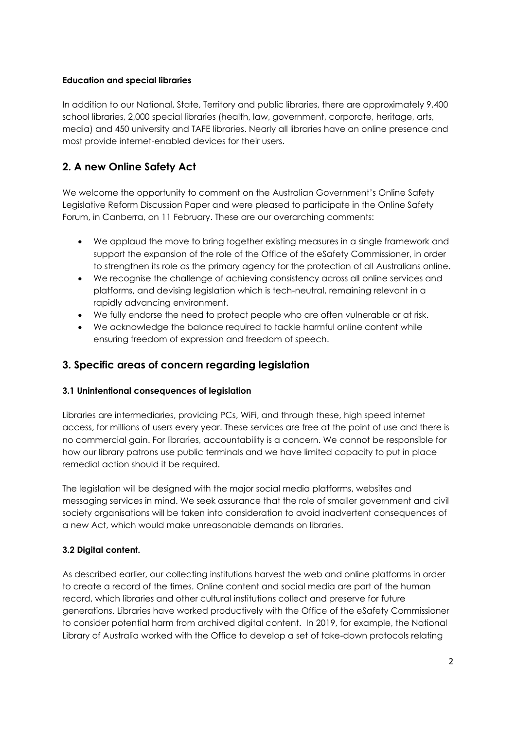**Education and special libraries**

In addition to our National, State, Territory and public libraries, there are approximately 9,400 school libraries, 2,000 special libraries (health, law, government, corporate, heritage, arts, media) and 450 university and TAFE libraries. Nearly all libraries have an online presence and most provide internet-enabled devices for their users.

## 2. A new Online Safety Act

We welcome the opportunity to comment on the Australian Government's Online Safety Legislative Reform Discussion Paper and were pleased to participate in the Online Safety Forum, in Canberra, on 11 February. These are our overarching comments:

- We applaud the move to bring together existing measures in a single framework and support the expansion of the role of the Office of the eSafety Commissioner, in order to strengthen its role as the primary agency for the protection of all Australians online.
- We recognise the challenge of achieving consistency across all online services and platforms, and devising legislation which is tech-neutral, remaining relevant in a rapidly advancing environment.
- We fully endorse the need to protect people who are often vulnerable or at risk.
- We acknowledge the balance required to tackle harmful online content while ensuring freedom of expression and freedom of speech.

## 3. Specific areas of concern regarding legislation

### 3.1 Unintentional consequences of legislation

Libraries are intermediaries, providing PCs, WiFi, and through these, high speed internet access, for millions of users every year. These services are free at the point of use and there is no commercial gain. For libraries, accountability is a concern. We cannot be responsible for how our library patrons use public terminals and we have limited capacity to put in place remedial action should it be required.

The legislation will be designed with the major social media platforms, websites and messaging services in mind. We seek assurance that the role of smaller government and civil society organisations will be taken into consideration to avoid inadvertent consequences of a new Act, which would make unreasonable demands on libraries.

### 3.2 Digital content.

As described earlier, our collecting institutions harvest the web and online platforms in order to create a record of the times. Online content and social media are part of the human record, which libraries and other cultural institutions collect and preserve for future generations. Libraries have worked productively with the Office of the eSafety Commissioner to consider potential harm from archived digital content. In 2019, for example, the National Library of Australia worked with the Office to develop a set of take-down protocols relating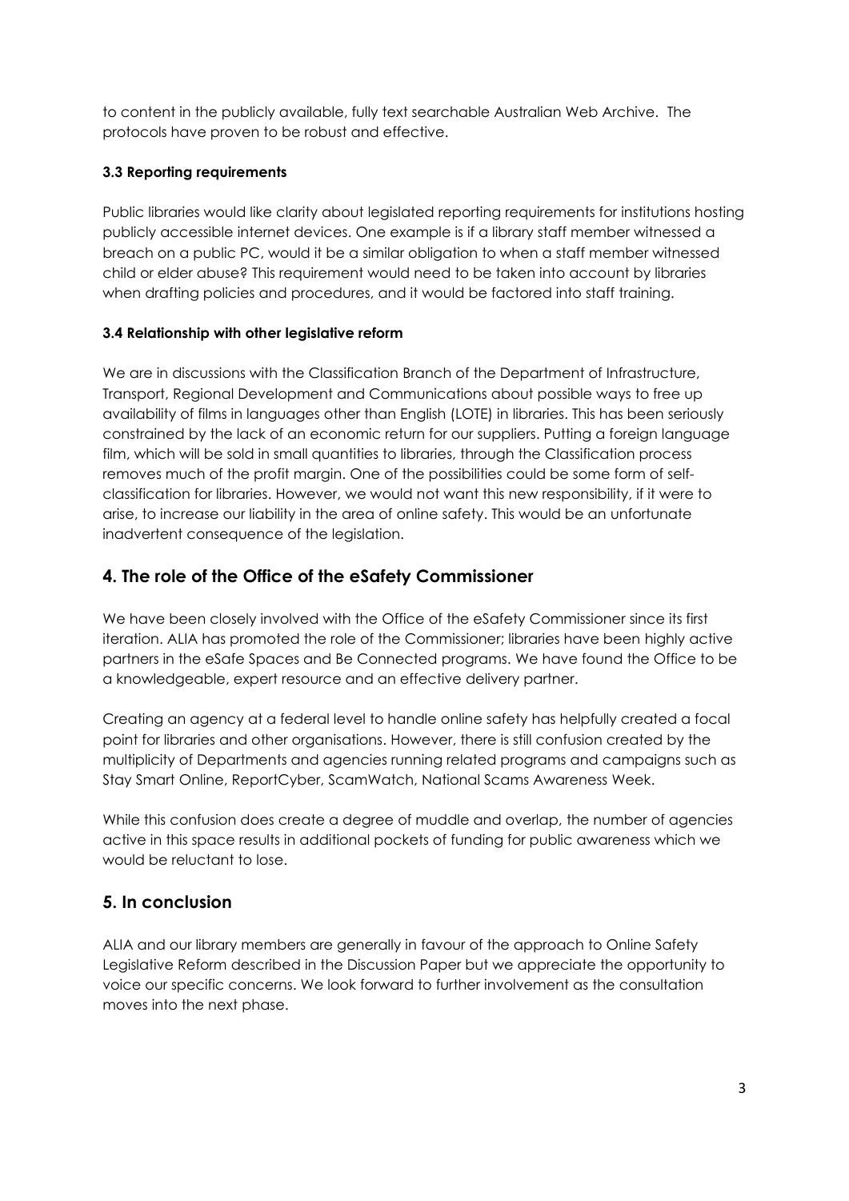to content in the publicly available, fully text searchable Australian Web Archive. The protocols have proven to be robust and effective.

### 3.3 Reporting requirements

Public libraries would like clarity about legislated reporting requirements for institutions hosting publicly accessible internet devices. One example is if a library staff member witnessed a breach on a public PC, would it be a similar obligation to when a staff member witnessed child or elder abuse? This requirement would need to be taken into account by libraries when drafting policies and procedures, and it would be factored into staff training.

### 3.4 Relationship with other legislative reform

We are in discussions with the Classification Branch of the Department of Infrastructure, Transport, Regional Development and Communications about possible ways to free up availability of films in languages other than English (LOTE) in libraries. This has been seriously constrained by the lack of an economic return for our suppliers. Putting a foreign language film, which will be sold in small quantities to libraries, through the Classification process removes much of the profit margin. One of the possibilities could be some form of self-classification for libraries. However, we would not want this new responsibility, if it were to arise, to increase our liability in the area of online safety. This would be an unfortunate inadvertent consequence of the legislation.

## 4. The role of the Office of the eSafety Commissioner

We have been closely involved with the Office of the eSafety Commissioner since its first iteration. ALIA has promoted the role of the Commissioner; libraries have been highly active partners in the eSafe Spaces and Be Connected programs. We have found the Office to be a knowledgeable, expert resource and an effective delivery partner.

Creating an agency at a federal level to handle online safety has helpfully created a focal point for libraries and other organisations. However, there is still confusion created by the multiplicity of Departments and agencies running related programs and campaigns such as Stay Smart Online, ReportCyber, ScamWatch, National Scams Awareness Week.

While this confusion does create a degree of muddle and overlap, the number of agencies active in this space results in additional pockets of funding for public awareness which we would be reluctant to lose.

## 5. In conclusion

ALIA and our library members are generally in favour of the approach to Online Safety Legislative Reform described in the Discussion Paper but we appreciate the opportunity to voice our specific concerns. We look forward to further involvement as the consultation moves into the next phase.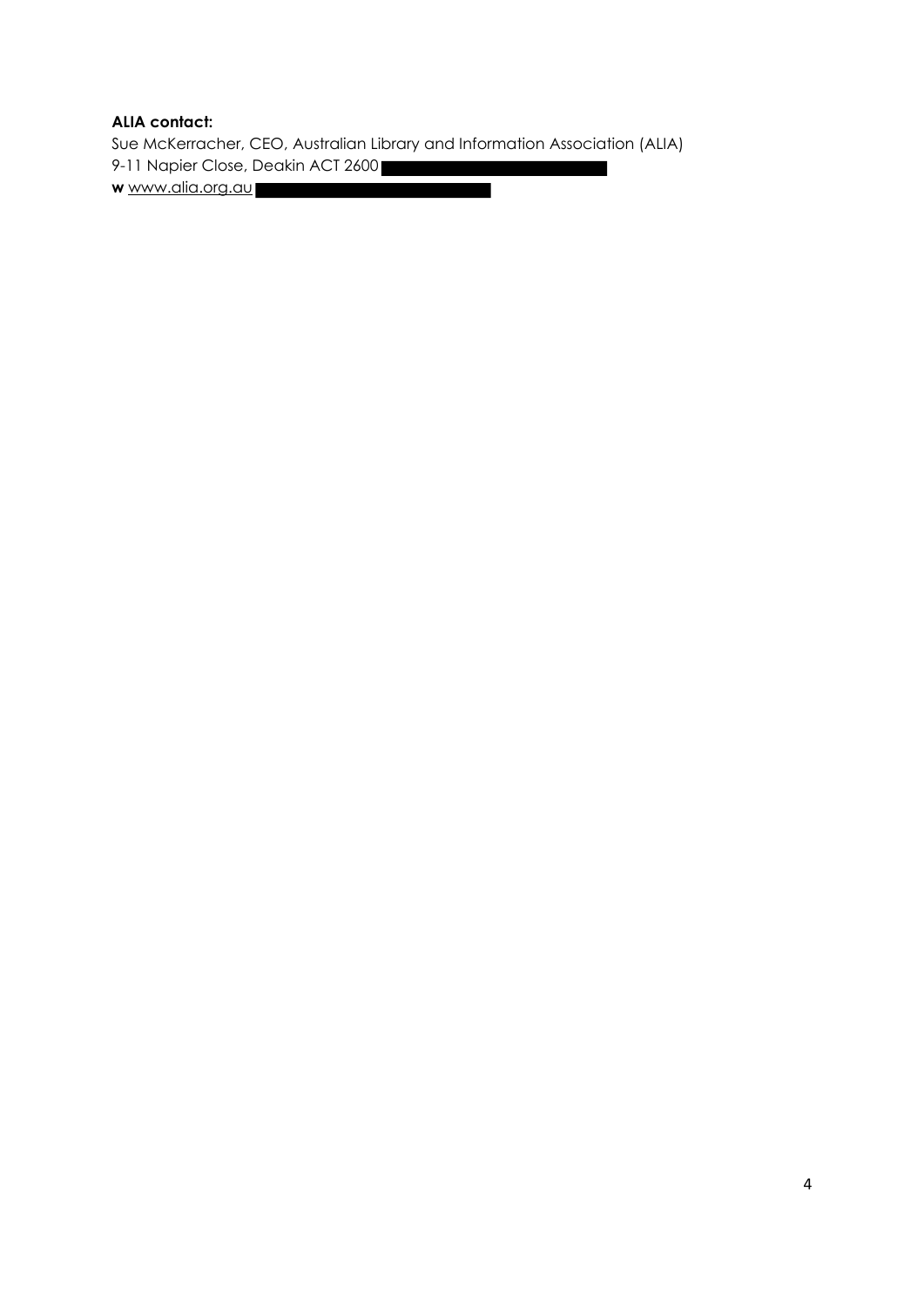**ALIA contact:**
Sue McKerracher, CEO, Australian Library and Information Association (ALIA)
9-11 Napier Close, Deakin ACT 2600
**w** www.alia.org.au